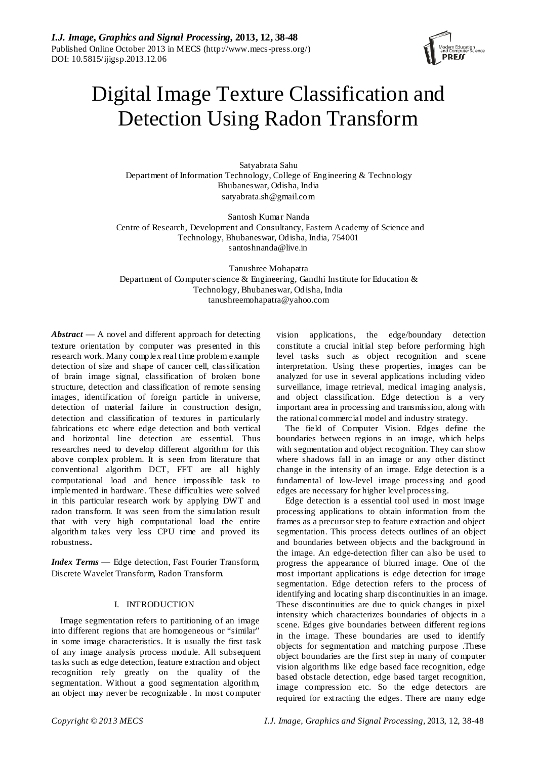# Digital Image Texture Classification and Detection Using Radon Transform

Satyabrata Sahu
Department of Information Technology, College of Engineering & Technology
Bhubaneswar, Odisha, India
satyabrata.sh@gmail.com

Santosh Kumar Nanda
Centre of Research, Development and Consultancy, Eastern Academy of Science and Technology, Bhubaneswar, Odisha, India, 754001
santoshnanda@live.in

Tanushree Mohapatra
Department of Computer science & Engineering, Gandhi Institute for Education & Technology, Bhubaneswar, Odisha, India
tanushreemohapatra@yahoo.com

***Abstract*** — A novel and different approach for detecting texture orientation by computer was presented in this research work. Many complex real time problem example detection of size and shape of cancer cell, classification of brain image signal, classification of broken bone structure, detection and classification of remote sensing images, identification of foreign particle in universe, detection of material failure in construction design, detection and classification of textures in particularly fabrications etc where edge detection and both vertical and horizontal line detection are essential. Thus researches need to develop different algorithm for this above complex problem. It is seen from literature that conventional algorithm DCT, FFT are all highly computational load and hence impossible task to implemented in hardware. These difficulties were solved in this particular research work by applying DWT and radon transform. It was seen from the simulation result that with very high computational load the entire algorithm takes very less CPU time and proved its robustness**.**

***Index Terms*** — Edge detection, Fast Fourier Transform, Discrete Wavelet Transform, Radon Transform.

## I. INTRODUCTION

Image segmentation refers to partitioning of an image into different regions that are homogeneous or "similar" in some image characteristics. It is usually the first task of any image analysis process module. All subsequent tasks such as edge detection, feature extraction and object recognition rely greatly on the quality of the segmentation. Without a good segmentation algorithm, an object may never be recognizable . In most computer vision applications, the edge/boundary detection constitute a crucial initial step before performing high level tasks such as object recognition and scene interpretation. Using these properties, images can be analyzed for use in several applications including video surveillance, image retrieval, medical imaging analysis, and object classification. Edge detection is a very important area in processing and transmission, along with the rational commercial model and industry strategy.

The field of Computer Vision. Edges define the boundaries between regions in an image, which helps with segmentation and object recognition. They can show where shadows fall in an image or any other distinct change in the intensity of an image. Edge detection is a fundamental of low-level image processing and good edges are necessary for higher level processing.

Edge detection is a essential tool used in most image processing applications to obtain information from the frames as a precursor step to feature extraction and object segmentation. This process detects outlines of an object and boundaries between objects and the background in the image. An edge-detection filter can also be used to progress the appearance of blurred image. One of the most important applications is edge detection for image segmentation. Edge detection refers to the process of identifying and locating sharp discontinuities in an image. These discontinuities are due to quick changes in pixel intensity which characterizes boundaries of objects in a scene. Edges give boundaries between different regions in the image. These boundaries are used to identify objects for segmentation and matching purpose .These object boundaries are the first step in many of computer vision algorithms like edge based face recognition, edge based obstacle detection, edge based target recognition, image compression etc. So the edge detectors are required for extracting the edges. There are many edge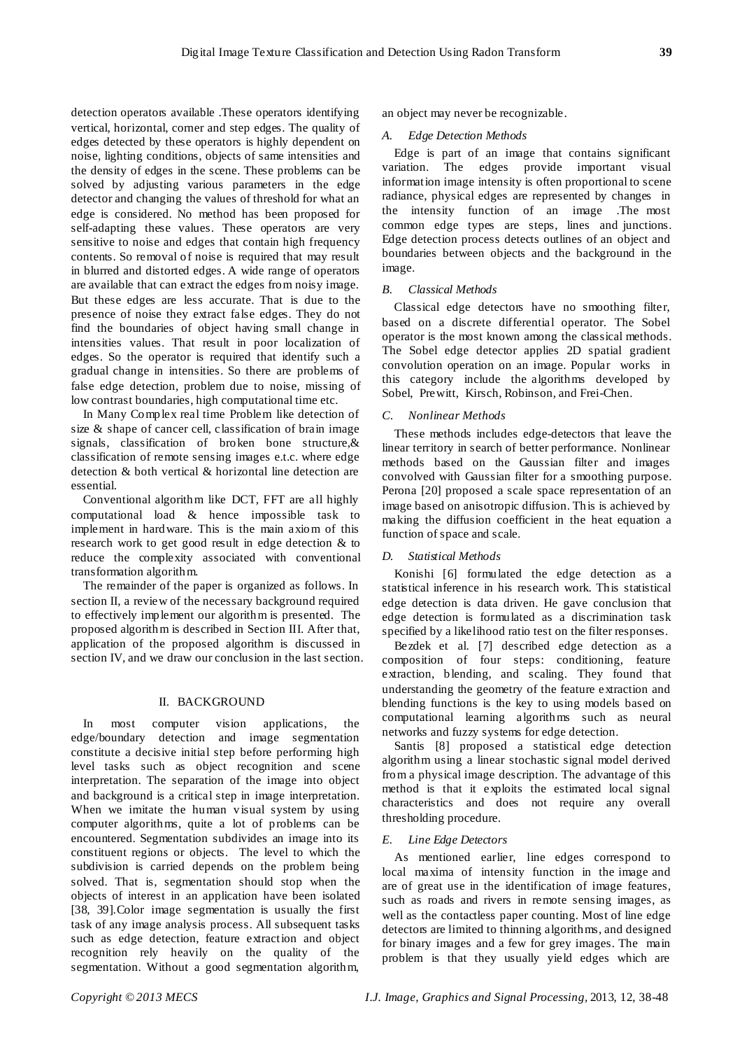detection operators available .These operators identifying vertical, horizontal, corner and step edges. The quality of edges detected by these operators is highly dependent on noise, lighting conditions, objects of same intensities and the density of edges in the scene. These problems can be solved by adjusting various parameters in the edge detector and changing the values of threshold for what an edge is considered. No method has been proposed for self-adapting these values. These operators are very sensitive to noise and edges that contain high frequency contents. So removal of noise is required that may result in blurred and distorted edges. A wide range of operators are available that can extract the edges from noisy image. But these edges are less accurate. That is due to the presence of noise they extract false edges. They do not find the boundaries of object having small change in intensities values. That result in poor localization of edges. So the operator is required that identify such a gradual change in intensities. So there are problems of false edge detection, problem due to noise, missing of low contrast boundaries, high computational time etc.

In Many Complex real time Problem like detection of size & shape of cancer cell, classification of brain image signals, classification of broken bone structure,& classification of remote sensing images e.t.c. where edge detection & both vertical & horizontal line detection are essential.

Conventional algorithm like DCT, FFT are all highly computational load & hence impossible task to implement in hardware. This is the main axiom of this research work to get good result in edge detection & to reduce the complexity associated with conventional transformation algorithm.

The remainder of the paper is organized as follows. In section II, a review of the necessary background required to effectively implement our algorithm is presented. The proposed algorithm is described in Section III. After that, application of the proposed algorithm is discussed in section IV, and we draw our conclusion in the last section.

## II. BACKGROUND

In most computer vision applications, the edge/boundary detection and image segmentation constitute a decisive initial step before performing high level tasks such as object recognition and scene interpretation. The separation of the image into object and background is a critical step in image interpretation. When we imitate the human visual system by using computer algorithms, quite a lot of problems can be encountered. Segmentation subdivides an image into its constituent regions or objects. The level to which the subdivision is carried depends on the problem being solved. That is, segmentation should stop when the objects of interest in an application have been isolated [38, 39].Color image segmentation is usually the first task of any image analysis process. All subsequent tasks such as edge detection, feature extraction and object recognition rely heavily on the quality of the segmentation. Without a good segmentation algorithm, an object may never be recognizable.

### A. *Edge Detection Methods*

Edge is part of an image that contains significant variation. The edges provide important visual information image intensity is often proportional to scene radiance, physical edges are represented by changes in the intensity function of an image .The most common edge types are steps, lines and junctions. Edge detection process detects outlines of an object and boundaries between objects and the background in the image.

### B. *Classical Methods*

Classical edge detectors have no smoothing filter, based on a discrete differential operator. The Sobel operator is the most known among the classical methods. The Sobel edge detector applies 2D spatial gradient convolution operation on an image. Popular works in this category include the algorithms developed by Sobel, Prewitt, Kirsch, Robinson, and Frei-Chen.

### C. *Nonlinear Methods*

These methods includes edge-detectors that leave the linear territory in search of better performance. Nonlinear methods based on the Gaussian filter and images convolved with Gaussian filter for a smoothing purpose. Perona [20] proposed a scale space representation of an image based on anisotropic diffusion. This is achieved by making the diffusion coefficient in the heat equation a function of space and scale.

### D. *Statistical Methods*

Konishi [6] formulated the edge detection as a statistical inference in his research work. This statistical edge detection is data driven. He gave conclusion that edge detection is formulated as a discrimination task specified by a likelihood ratio test on the filter responses.

Bezdek et al. [7] described edge detection as a composition of four steps: conditioning, feature extraction, blending, and scaling. They found that understanding the geometry of the feature extraction and blending functions is the key to using models based on computational learning algorithms such as neural networks and fuzzy systems for edge detection.

Santis [8] proposed a statistical edge detection algorithm using a linear stochastic signal model derived from a physical image description. The advantage of this method is that it exploits the estimated local signal characteristics and does not require any overall thresholding procedure.

### E. *Line Edge Detectors*

As mentioned earlier, line edges correspond to local maxima of intensity function in the image and are of great use in the identification of image features, such as roads and rivers in remote sensing images, as well as the contactless paper counting. Most of line edge detectors are limited to thinning algorithms, and designed for binary images and a few for grey images. The main problem is that they usually yield edges which are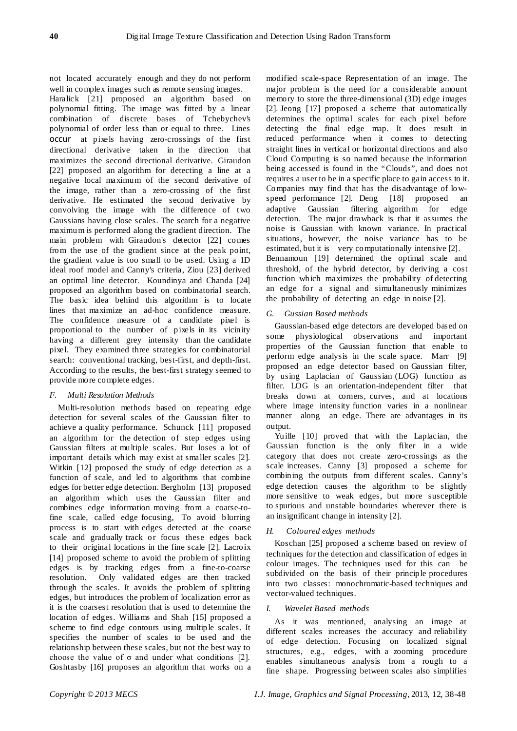not located accurately enough and they do not perform well in complex images such as remote sensing images.

Haralick [21] proposed an algorithm based on polynomial fitting. The image was fitted by a linear combination of discrete bases of Tchebychev's polynomial of order less than or equal to three. Lines occur at pixels having zero-crossings of the first directional derivative taken in the direction that maximizes the second directional derivative. Giraudon [22] proposed an algorithm for detecting a line at a negative local maximum of the second derivative of the image, rather than a zero-crossing of the first derivative. He estimated the second derivative by convolving the image with the difference of two Gaussians having close scales. The search for a negative maximum is performed along the gradient direction. The main problem with Giraudon's detector [22] comes from the use of the gradient since at the peak point, the gradient value is too small to be used. Using a 1D ideal roof model and Canny's criteria, Ziou [23] derived an optimal line detector. Koundinya and Chanda [24] proposed an algorithm based on combinatorial search. The basic idea behind this algorithm is to locate lines that maximize an ad-hoc confidence measure. The confidence measure of a candidate pixel is proportional to the number of pixels in its vicinity having a different grey intensity than the candidate pixel. They examined three strategies for combinatorial search: conventional tracking, best-first, and depth-first. According to the results, the best-first strategy seemed to provide more complete edges.

### *F. Multi Resolution Methods*

Multi-resolution methods based on repeating edge detection for several scales of the Gaussian filter to achieve a quality performance. Schunck [11] proposed an algorithm for the detection of step edges using Gaussian filters at multiple scales. But loses a lot of important details which may exist at smaller scales [2]. Witkin [12] proposed the study of edge detection as a function of scale, and led to algorithms that combine edges for better edge detection. Bergholm [13] proposed an algorithm which uses the Gaussian filter and combines edge information moving from a coarse-to-fine scale, called edge focusing, To avoid blurring process is to start with edges detected at the coarse scale and gradually track or focus these edges back to their original locations in the fine scale [2]. Lacroix [14] proposed scheme to avoid the problem of splitting edges is by tracking edges from a fine-to-coarse resolution. Only validated edges are then tracked through the scales. It avoids the problem of splitting edges, but introduces the problem of localization error as it is the coarsest resolution that is used to determine the location of edges. Williams and Shah [15] proposed a scheme to find edge contours using multiple scales. It specifies the number of scales to be used and the relationship between these scales, but not the best way to choose the value of σ and under what conditions [2]. Goshtasby [16] proposes an algorithm that works on a modified scale-space Representation of an image. The major problem is the need for a considerable amount memory to store the three-dimensional (3D) edge images [2]. Jeong [17] proposed a scheme that automatically determines the optimal scales for each pixel before detecting the final edge map. It does result in reduced performance when it comes to detecting straight lines in vertical or horizontal directions and also Cloud Computing is so named because the information being accessed is found in the "Clouds", and does not requires a user to be in a specific place to gain access to it. Companies may find that has the disadvantage of low-speed performance [2]. Deng [18] proposed an adaptive Gaussian filtering algorithm for edge detection. The major drawback is that it assumes the noise is Gaussian with known variance. In practical situations, however, the noise variance has to be estimated, but it is very computationally intensive [2].

Bennamoun [19] determined the optimal scale and threshold, of the hybrid detector, by deriving a cost function which maximizes the probability of detecting an edge for a signal and simultaneously minimizes the probability of detecting an edge in noise [2].

### *G. Gussian Based methods*

Gaussian-based edge detectors are developed based on some physiological observations and important properties of the Gaussian function that enable to perform edge analysis in the scale space. Marr [9] proposed an edge detector based on Gaussian filter, by using Laplacian of Gaussian (LOG) function as filter. LOG is an orientation-independent filter that breaks down at corners, curves, and at locations where image intensity function varies in a nonlinear manner along an edge. There are advantages in its output.

Yuille [10] proved that with the Laplacian, the Gaussian function is the only filter in a wide category that does not create zero-crossings as the scale increases. Canny [3] proposed a scheme for combining the outputs from different scales. Canny's edge detection causes the algorithm to be slightly more sensitive to weak edges, but more susceptible to spurious and unstable boundaries wherever there is an insignificant change in intensity [2].

### *H. Coloured edges methods*

Koschan [25] proposed a scheme based on review of techniques for the detection and classification of edges in colour images. The techniques used for this can be subdivided on the basis of their principle procedures into two classes: monochromatic-based techniques and vector-valued techniques.

### *I. Wavelet Based methods*

As it was mentioned, analysing an image at different scales increases the accuracy and reliability of edge detection. Focusing on localized signal structures, e.g., edges, with a zooming procedure enables simultaneous analysis from a rough to a fine shape. Progressing between scales also simplifies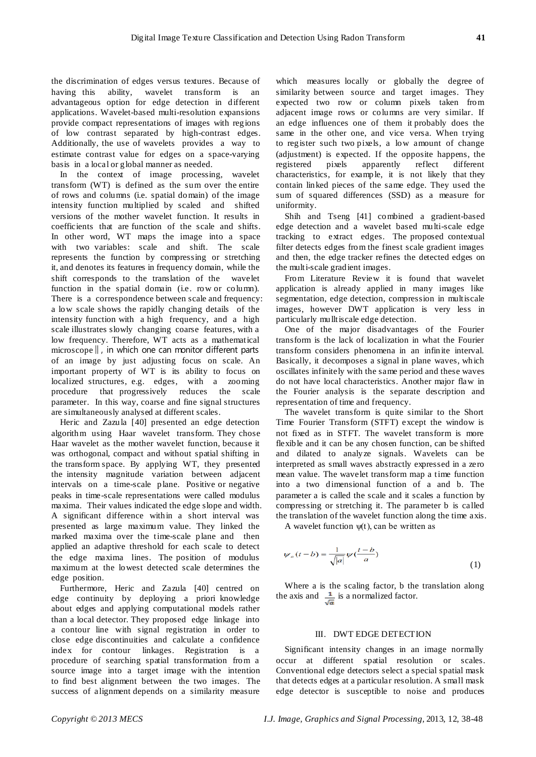the discrimination of edges versus textures. Because of having this ability, wavelet transform is an advantageous option for edge detection in different applications. Wavelet-based multi-resolution expansions provide compact representations of images with regions of low contrast separated by high-contrast edges. Additionally, the use of wavelets provides a way to estimate contrast value for edges on a space-varying basis in a local or global manner as needed.

In the context of image processing, wavelet transform (WT) is defined as the sum over the entire of rows and columns (i.e. spatial domain) of the image intensity function multiplied by scaled and shifted versions of the mother wavelet function. It results in coefficients that are function of the scale and shifts. In other word, WT maps the image into a space with two variables: scale and shift. The scale represents the function by compressing or stretching it, and denotes its features in frequency domain, while the shift corresponds to the translation of the wavelet function in the spatial domain (i.e. row or column). There is a correspondence between scale and frequency: a low scale shows the rapidly changing details of the intensity function with a high frequency, and a high scale illustrates slowly changing coarse features, with a low frequency. Therefore, WT acts as a mathematical microscope‖, in which one can monitor different parts of an image by just adjusting focus on scale. An important property of WT is its ability to focus on localized structures, e.g. edges, with a zooming procedure that progressively reduces the scale parameter. In this way, coarse and fine signal structures are simultaneously analysed at different scales.

Heric and Zazula [40] presented an edge detection algorithm using Haar wavelet transform. They chose Haar wavelet as the mother wavelet function, because it was orthogonal, compact and without spatial shifting in the transform space. By applying WT, they presented the intensity magnitude variation between adjacent intervals on a time-scale plane. Positive or negative peaks in time-scale representations were called modulus maxima. Their values indicated the edge slope and width. A significant difference within a short interval was presented as large maximum value. They linked the marked maxima over the time-scale plane and then applied an adaptive threshold for each scale to detect the edge maxima lines. The position of modulus maximum at the lowest detected scale determines the edge position.

Furthermore, Heric and Zazula [40] centred on edge continuity by deploying a priori knowledge about edges and applying computational models rather than a local detector. They proposed edge linkage into a contour line with signal registration in order to close edge discontinuities and calculate a confidence index for contour linkages. Registration is a procedure of searching spatial transformation from a source image into a target image with the intention to find best alignment between the two images. The success of alignment depends on a similarity measure which measures locally or globally the degree of similarity between source and target images. They expected two row or column pixels taken from adjacent image rows or columns are very similar. If an edge influences one of them it probably does the same in the other one, and vice versa. When trying to register such two pixels, a low amount of change (adjustment) is expected. If the opposite happens, the registered pixels apparently reflect different characteristics, for example, it is not likely that they contain linked pieces of the same edge. They used the sum of squared differences (SSD) as a measure for uniformity.

Shih and Tseng [41] combined a gradient-based edge detection and a wavelet based multi-scale edge tracking to extract edges. The proposed contextual filter detects edges from the finest scale gradient images and then, the edge tracker refines the detected edges on the multi-scale gradient images.

From Literature Review it is found that wavelet application is already applied in many images like segmentation, edge detection, compression in multiscale images, however DWT application is very less in particularly mulltiscale edge detection.

One of the major disadvantages of the Fourier transform is the lack of localization in what the Fourier transform considers phenomena in an infinite interval. Basically, it decomposes a signal in plane waves, which oscillates infinitely with the same period and these waves do not have local characteristics. Another major flaw in the Fourier analysis is the separate description and representation of time and frequency.

The wavelet transform is quite similar to the Short Time Fourier Transform (STFT) except the window is not fixed as in STFT. The wavelet transform is more flexible and it can be any chosen function, can be shifted and dilated to analyze signals. Wavelets can be interpreted as small waves abstractly expressed in a zero mean value. The wavelet transform map a time function into a two dimensional function of a and b. The parameter a is called the scale and it scales a function by compressing or stretching it. The parameter b is called the translation of the wavelet function along the time axis.

A wavelet function $\psi(t)$, can be written as

$$\psi_a(t-b) = \frac{1}{\sqrt{|a|}}\psi\left(\frac{t-b}{a}\right) \tag{1}$$

Where a is the scaling factor, b the translation along the axis and $\frac{1}{\sqrt{a}}$ is a normalized factor.

## III. DWT EDGE DETECTION

Significant intensity changes in an image normally occur at different spatial resolution or scales. Conventional edge detectors select a special spatial mask that detects edges at a particular resolution. A small mask edge detector is susceptible to noise and produces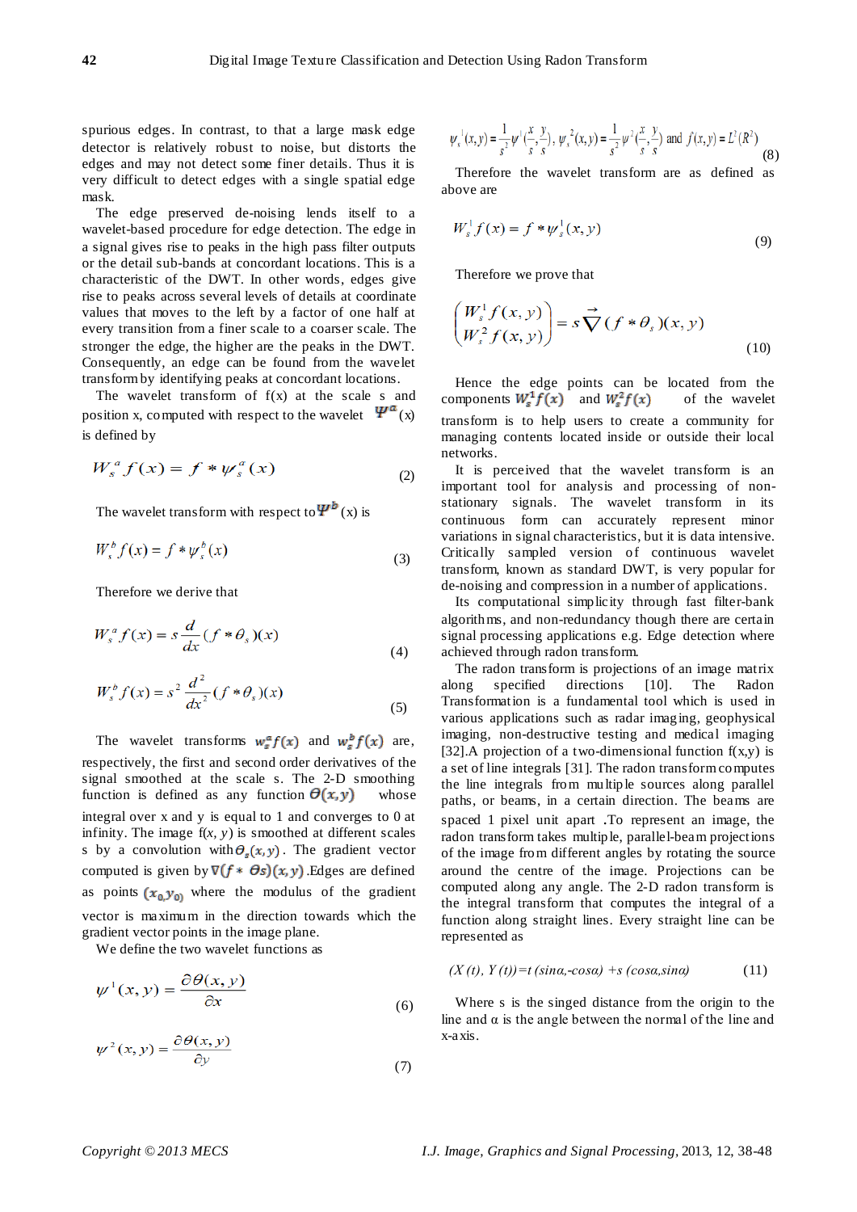spurious edges. In contrast, to that a large mask edge detector is relatively robust to noise, but distorts the edges and may not detect some finer details. Thus it is very difficult to detect edges with a single spatial edge mask.

The edge preserved de-noising lends itself to a wavelet-based procedure for edge detection. The edge in a signal gives rise to peaks in the high pass filter outputs or the detail sub-bands at concordant locations. This is a characteristic of the DWT. In other words, edges give rise to peaks across several levels of details at coordinate values that moves to the left by a factor of one half at every transition from a finer scale to a coarser scale. The stronger the edge, the higher are the peaks in the DWT. Consequently, an edge can be found from the wavelet transform by identifying peaks at concordant locations.

The wavelet transform of f(x) at the scale s and position x, computed with respect to the wavelet $\Psi^a$(x) is defined by

$$W_s^a f(x) = f * \psi_s^a(x) \tag{2}$$

The wavelet transform with respect to $\Psi^b$(x) is

$$W_s^b f(x) = f * \psi_s^b(x) \tag{3}$$

Therefore we derive that

$$W_s^a f(x) = s\frac{d}{dx}(f * \theta_s)(x) \tag{4}$$

$$W_s^b f(x) = s^2\frac{d^2}{dx^2}(f * \theta_s)(x) \tag{5}$$

The wavelet transforms $w_s^a f(x)$ and $w_s^b f(x)$ are, respectively, the first and second order derivatives of the signal smoothed at the scale s. The 2-D smoothing function is defined as any function $\theta(x,y)$ whose integral over x and y is equal to 1 and converges to 0 at infinity. The image f(*x*, *y*) is smoothed at different scales s by a convolution with $\theta_s(x,y)$. The gradient vector computed is given by $\nabla(f * \theta s)(x,y)$ .Edges are defined as points $(x_0, y_0)$ where the modulus of the gradient vector is maximum in the direction towards which the gradient vector points in the image plane.

We define the two wavelet functions as

$$\psi^1(x,y) = \frac{\partial\theta(x,y)}{\partial x} \tag{6}$$

$$\psi^2(x,y) = \frac{\partial\theta(x,y)}{\partial y} \tag{7}$$

$$\psi_s^1(x,y) = \frac{1}{s^2}\psi^1\left(\frac{x}{s},\frac{y}{s}\right),\ \psi_s^2(x,y) = \frac{1}{s^2}\psi^2\left(\frac{x}{s},\frac{y}{s}\right) \text{ and } f(x,y) = L^2(R^2) \tag{8}$$

Therefore the wavelet transform are as defined as above are

$$W_s^1 f(x) = f * \psi_s^1(x,y) \tag{9}$$

Therefore we prove that

$$\begin{pmatrix} W_s^1 f(x,y) \\ W_s^2 f(x,y) \end{pmatrix} = s\vec{\nabla}(f * \theta_s)(x,y) \tag{10}$$

Hence the edge points can be located from the components $W_s^1 f(x)$ and $W_s^2 f(x)$ of the wavelet transform is to help users to create a community for managing contents located inside or outside their local networks.

It is perceived that the wavelet transform is an important tool for analysis and processing of non-stationary signals. The wavelet transform in its continuous form can accurately represent minor variations in signal characteristics, but it is data intensive. Critically sampled version of continuous wavelet transform, known as standard DWT, is very popular for de-noising and compression in a number of applications.

Its computational simplicity through fast filter-bank algorithms, and non-redundancy though there are certain signal processing applications e.g. Edge detection where achieved through radon transform.

The radon transform is projections of an image matrix along specified directions [10]. The Radon Transformation is a fundamental tool which is used in various applications such as radar imaging, geophysical imaging, non-destructive testing and medical imaging [32].A projection of a two-dimensional function f(x,y) is a set of line integrals [31]. The radon transform computes the line integrals from multiple sources along parallel paths, or beams, in a certain direction. The beams are spaced 1 pixel unit apart .To represent an image, the radon transform takes multiple, parallel-beam projections of the image from different angles by rotating the source around the centre of the image. Projections can be computed along any angle. The 2-D radon transform is the integral transform that computes the integral of a function along straight lines. Every straight line can be represented as

$$(X(t), Y(t)) = t\,(\sin\alpha, -\cos\alpha) + s\,(\cos\alpha, \sin\alpha) \tag{11}$$

Where s is the singed distance from the origin to the line and α is the angle between the normal of the line and x-axis.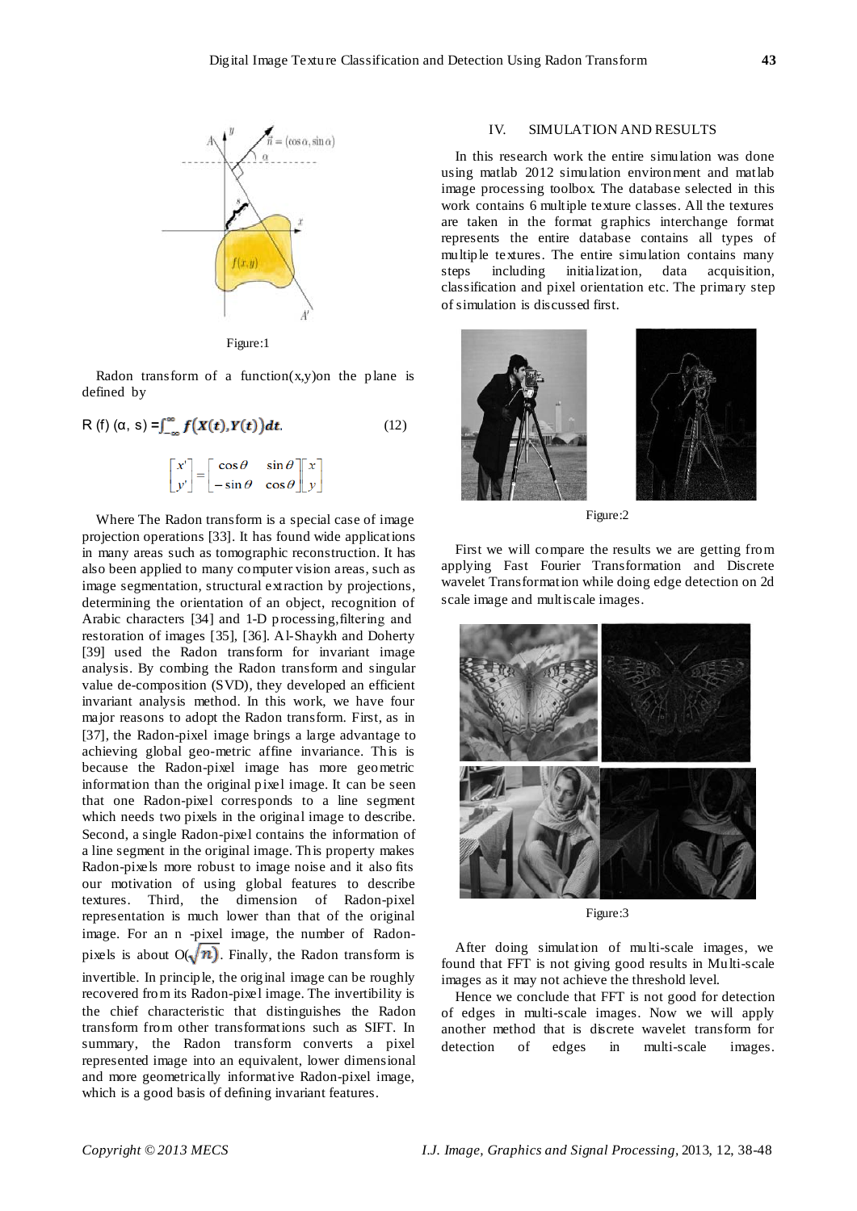Figure:1

Radon transform of a function(x,y)on the plane is defined by

$$R(f)(\alpha, s) = \int_{-\infty}^{\infty} f(X(t), Y(t))\, dt. \qquad (12)$$

$$\begin{bmatrix} x' \\ y' \end{bmatrix} = \begin{bmatrix} \cos\theta & \sin\theta \\ -\sin\theta & \cos\theta \end{bmatrix} \begin{bmatrix} x \\ y \end{bmatrix}$$

Where The Radon transform is a special case of image projection operations [33]. It has found wide applications in many areas such as tomographic reconstruction. It has also been applied to many computer vision areas, such as image segmentation, structural extraction by projections, determining the orientation of an object, recognition of Arabic characters [34] and 1-D processing,filtering and restoration of images [35], [36]. Al-Shaykh and Doherty [39] used the Radon transform for invariant image analysis. By combing the Radon transform and singular value de-composition (SVD), they developed an efficient invariant analysis method. In this work, we have four major reasons to adopt the Radon transform. First, as in [37], the Radon-pixel image brings a large advantage to achieving global geo-metric affine invariance. This is because the Radon-pixel image has more geometric information than the original pixel image. It can be seen that one Radon-pixel corresponds to a line segment which needs two pixels in the original image to describe. Second, a single Radon-pixel contains the information of a line segment in the original image. This property makes Radon-pixels more robust to image noise and it also fits our motivation of using global features to describe textures. Third, the dimension of Radon-pixel representation is much lower than that of the original image. For an n -pixel image, the number of Radon-pixels is about $O(\sqrt{n})$. Finally, the Radon transform is invertible. In principle, the original image can be roughly recovered from its Radon-pixel image. The invertibility is the chief characteristic that distinguishes the Radon transform from other transformations such as SIFT. In summary, the Radon transform converts a pixel represented image into an equivalent, lower dimensional and more geometrically informative Radon-pixel image, which is a good basis of defining invariant features.

## IV. SIMULATION AND RESULTS

In this research work the entire simulation was done using matlab 2012 simulation environment and matlab image processing toolbox. The database selected in this work contains 6 multiple texture classes. All the textures are taken in the format graphics interchange format represents the entire database contains all types of multiple textures. The entire simulation contains many steps including initialization, data acquisition, classification and pixel orientation etc. The primary step of simulation is discussed first.

Figure:2

First we will compare the results we are getting from applying Fast Fourier Transformation and Discrete wavelet Transformation while doing edge detection on 2d scale image and multiscale images.

Figure:3

After doing simulation of multi-scale images, we found that FFT is not giving good results in Multi-scale images as it may not achieve the threshold level.

Hence we conclude that FFT is not good for detection of edges in multi-scale images. Now we will apply another method that is discrete wavelet transform for detection of edges in multi-scale images.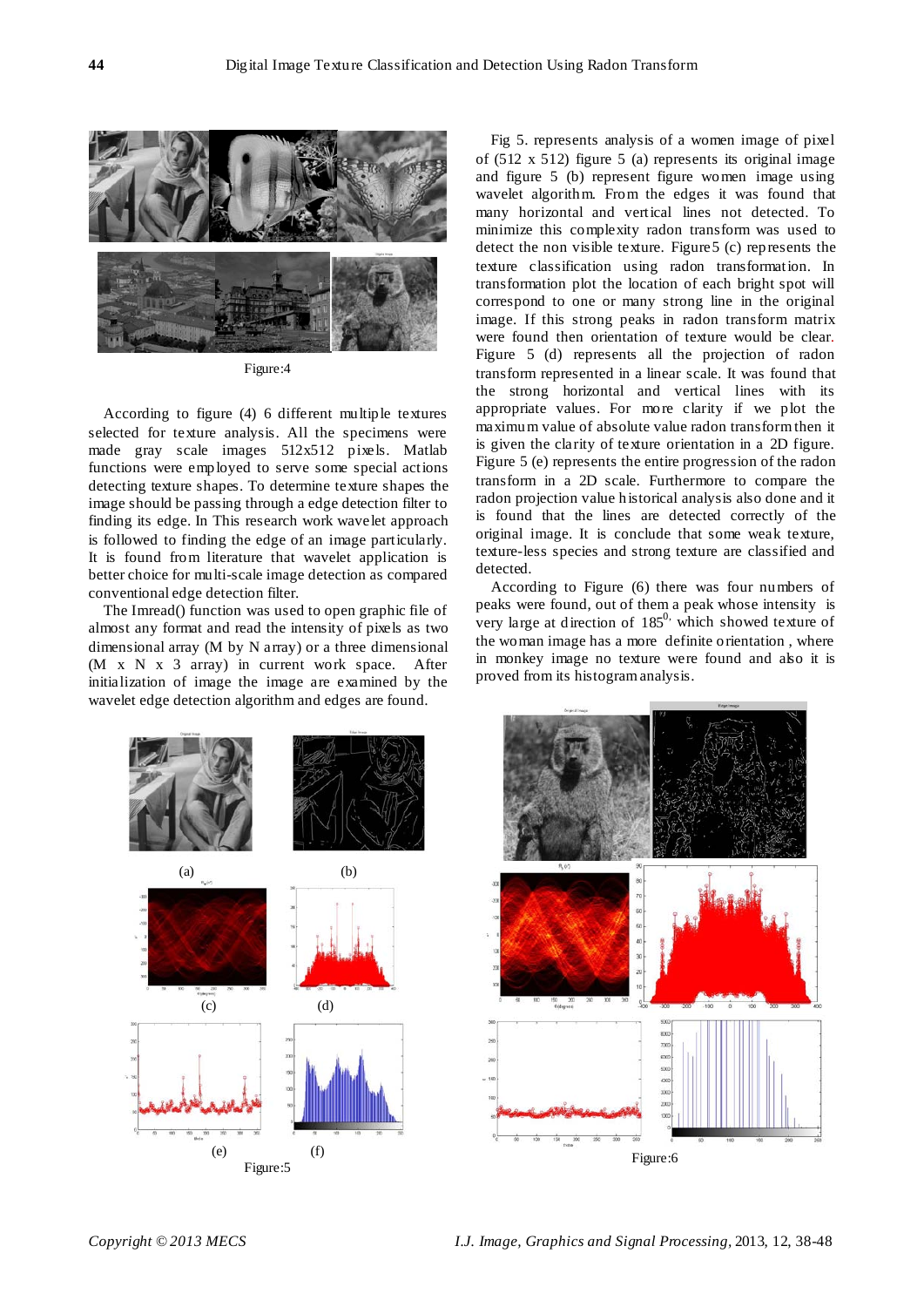Figure:4

According to figure (4) 6 different multiple textures selected for texture analysis. All the specimens were made gray scale images 512x512 pixels. Matlab functions were employed to serve some special actions detecting texture shapes. To determine texture shapes the image should be passing through a edge detection filter to finding its edge. In This research work wavelet approach is followed to finding the edge of an image particularly. It is found from literature that wavelet application is better choice for multi-scale image detection as compared conventional edge detection filter.

The Imread() function was used to open graphic file of almost any format and read the intensity of pixels as two dimensional array (M by N array) or a three dimensional (M x N x 3 array) in current work space. After initialization of image the image are examined by the wavelet edge detection algorithm and edges are found.

Fig 5. represents analysis of a women image of pixel of (512 x 512) figure 5 (a) represents its original image and figure 5 (b) represent figure women image using wavelet algorithm. From the edges it was found that many horizontal and vertical lines not detected. To minimize this complexity radon transform was used to detect the non visible texture. Figure5 (c) represents the texture classification using radon transformation. In transformation plot the location of each bright spot will correspond to one or many strong line in the original image. If this strong peaks in radon transform matrix were found then orientation of texture would be clear. Figure 5 (d) represents all the projection of radon transform represented in a linear scale. It was found that the strong horizontal and vertical lines with its appropriate values. For more clarity if we plot the maximum value of absolute value radon transform then it is given the clarity of texture orientation in a 2D figure. Figure 5 (e) represents the entire progression of the radon transform in a 2D scale. Furthermore to compare the radon projection value historical analysis also done and it is found that the lines are detected correctly of the original image. It is conclude that some weak texture, texture-less species and strong texture are classified and detected.

According to Figure (6) there was four numbers of peaks were found, out of them a peak whose intensity is very large at direction of $185^{0}$, which showed texture of the woman image has a more definite orientation , where in monkey image no texture were found and also it is proved from its histogram analysis.

(a) (b) (c) (d) (e) (f)

Figure:5

Figure:6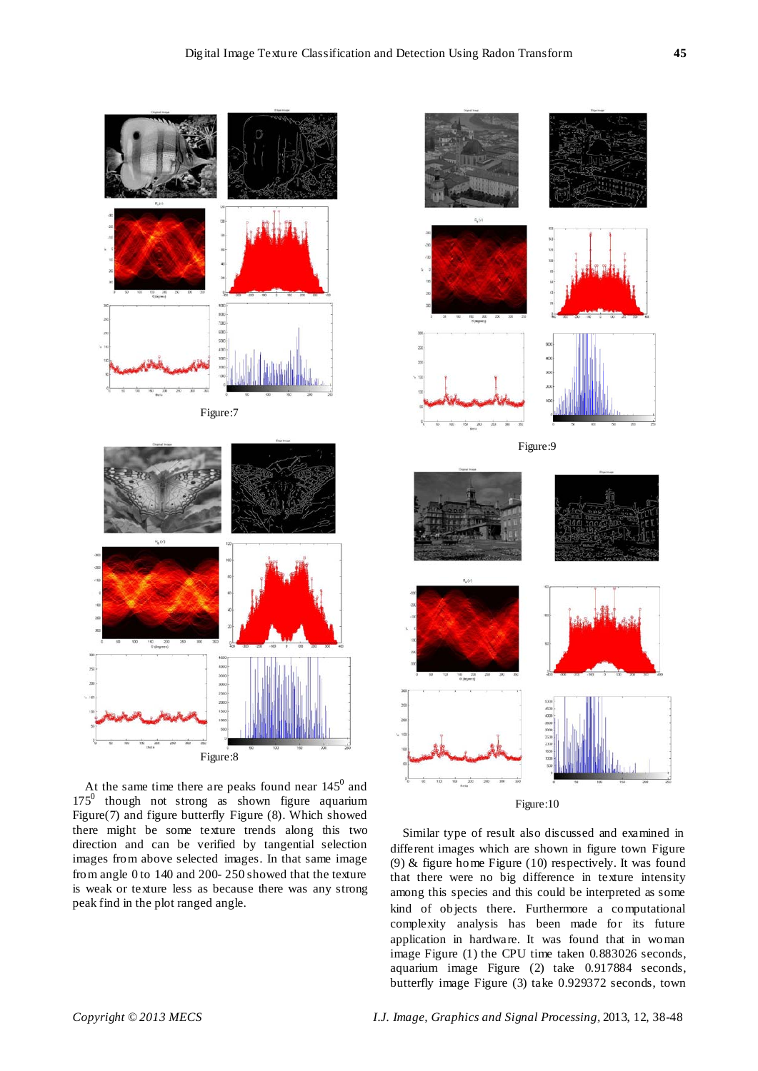Figure:7

Figure:8

At the same time there are peaks found near $145^0$ and $175^0$ though not strong as shown figure aquarium Figure(7) and figure butterfly Figure (8). Which showed there might be some texture trends along this two direction and can be verified by tangential selection images from above selected images. In that same image from angle 0 to 140 and 200- 250 showed that the texture is weak or texture less as because there was any strong peak find in the plot ranged angle.

Figure:9

Figure:10

Similar type of result also discussed and examined in different images which are shown in figure town Figure (9) & figure home Figure (10) respectively. It was found that there were no big difference in texture intensity among this species and this could be interpreted as some kind of objects there. Furthermore a computational complexity analysis has been made for its future application in hardware. It was found that in woman image Figure (1) the CPU time taken 0.883026 seconds, aquarium image Figure (2) take 0.917884 seconds, butterfly image Figure (3) take 0.929372 seconds, town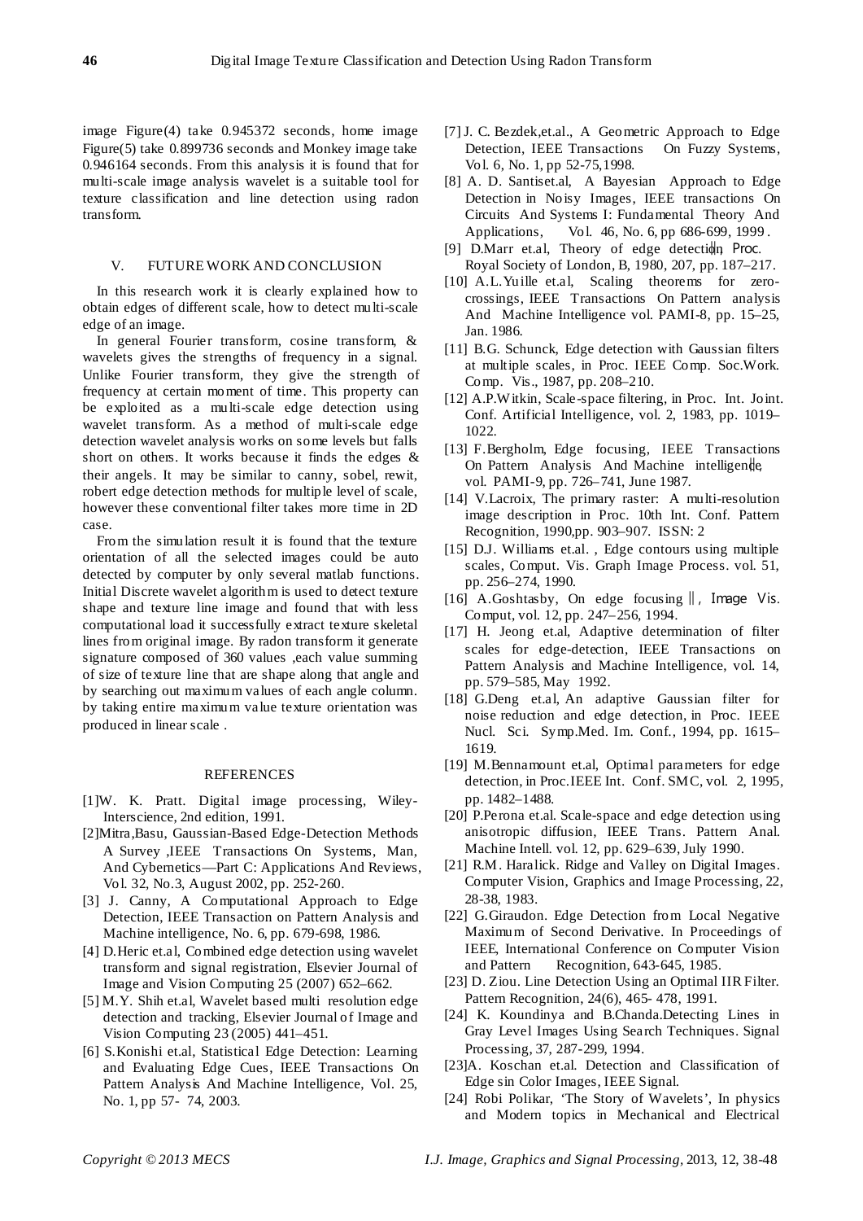image Figure(4) take 0.945372 seconds, home image Figure(5) take 0.899736 seconds and Monkey image take 0.946164 seconds. From this analysis it is found that for multi-scale image analysis wavelet is a suitable tool for texture classification and line detection using radon transform.

## V. FUTURE WORK AND CONCLUSION

In this research work it is clearly explained how to obtain edges of different scale, how to detect multi-scale edge of an image.

In general Fourier transform, cosine transform, & wavelets gives the strengths of frequency in a signal. Unlike Fourier transform, they give the strength of frequency at certain moment of time. This property can be exploited as a multi-scale edge detection using wavelet transform. As a method of multi-scale edge detection wavelet analysis works on some levels but falls short on others. It works because it finds the edges & their angels. It may be similar to canny, sobel, rewit, robert edge detection methods for multiple level of scale, however these conventional filter takes more time in 2D case.

From the simulation result it is found that the texture orientation of all the selected images could be auto detected by computer by only several matlab functions. Initial Discrete wavelet algorithm is used to detect texture shape and texture line image and found that with less computational load it successfully extract texture skeletal lines from original image. By radon transform it generate signature composed of 360 values ,each value summing of size of texture line that are shape along that angle and by searching out maximum values of each angle column. by taking entire maximum value texture orientation was produced in linear scale .

## REFERENCES

[1]W. K. Pratt. Digital image processing, Wiley-Interscience, 2nd edition, 1991.

[2]Mitra,Basu, Gaussian-Based Edge-Detection Methods A Survey ,IEEE Transactions On Systems, Man, And Cybernetics—Part C: Applications And Reviews, Vol. 32, No.3, August 2002, pp. 252-260.

[3] J. Canny, A Computational Approach to Edge Detection, IEEE Transaction on Pattern Analysis and Machine intelligence, No. 6, pp. 679-698, 1986.

[4] D.Heric et.al, Combined edge detection using wavelet transform and signal registration, Elsevier Journal of Image and Vision Computing 25 (2007) 652–662.

[5] M.Y. Shih et.al, Wavelet based multi resolution edge detection and tracking, Elsevier Journal of Image and Vision Computing 23 (2005) 441–451.

[6] S.Konishi et.al, Statistical Edge Detection: Learning and Evaluating Edge Cues, IEEE Transactions On Pattern Analysis And Machine Intelligence, Vol. 25, No. 1, pp 57- 74, 2003.

[7] J. C. Bezdek,et.al., A Geometric Approach to Edge Detection, IEEE Transactions On Fuzzy Systems, Vol. 6, No. 1, pp 52-75,1998.

[8] A. D. Santiset.al, A Bayesian Approach to Edge Detection in Noisy Images, IEEE transactions On Circuits And Systems I: Fundamental Theory And Applications, Vol. 46, No. 6, pp 686-699, 1999 .

[9] D.Marr et.al, Theory of edge detection, Proc. Royal Society of London, B, 1980, 207, pp. 187–217.

[10] A.L.Yuille et.al, Scaling theorems for zero-crossings, IEEE Transactions On Pattern analysis And Machine Intelligence vol. PAMI-8, pp. 15–25, Jan. 1986.

[11] B.G. Schunck, Edge detection with Gaussian filters at multiple scales, in Proc. IEEE Comp. Soc.Work. Comp. Vis., 1987, pp. 208–210.

[12] A.P.Witkin, Scale-space filtering, in Proc. Int. Joint. Conf. Artificial Intelligence, vol. 2, 1983, pp. 1019–1022.

[13] F.Bergholm, Edge focusing, IEEE Transactions On Pattern Analysis And Machine intelligence, vol. PAMI-9, pp. 726–741, June 1987.

[14] V.Lacroix, The primary raster: A multi-resolution image description in Proc. 10th Int. Conf. Pattern Recognition, 1990,pp. 903–907. ISSN: 2

[15] D.J. Williams et.al. , Edge contours using multiple scales, Comput. Vis. Graph Image Process. vol. 51, pp. 256–274, 1990.

[16] A.Goshtasby, On edge focusing ‖, Image Vis. Comput, vol. 12, pp. 247–256, 1994.

[17] H. Jeong et.al, Adaptive determination of filter scales for edge-detection, IEEE Transactions on Pattern Analysis and Machine Intelligence, vol. 14, pp. 579–585, May 1992.

[18] G.Deng et.al, An adaptive Gaussian filter for noise reduction and edge detection, in Proc. IEEE Nucl. Sci. Symp.Med. Im. Conf., 1994, pp. 1615–1619.

[19] M.Bennamount et.al, Optimal parameters for edge detection, in Proc.IEEE Int. Conf. SMC, vol. 2, 1995, pp. 1482–1488.

[20] P.Perona et.al. Scale-space and edge detection using anisotropic diffusion, IEEE Trans. Pattern Anal. Machine Intell. vol. 12, pp. 629–639, July 1990.

[21] R.M. Haralick. Ridge and Valley on Digital Images. Computer Vision, Graphics and Image Processing, 22, 28-38, 1983.

[22] G.Giraudon. Edge Detection from Local Negative Maximum of Second Derivative. In Proceedings of IEEE, International Conference on Computer Vision and Pattern Recognition, 643-645, 1985.

[23] D. Ziou. Line Detection Using an Optimal IIR Filter. Pattern Recognition, 24(6), 465- 478, 1991.

[24] K. Koundinya and B.Chanda.Detecting Lines in Gray Level Images Using Search Techniques. Signal Processing, 37, 287-299, 1994.

[23]A. Koschan et.al. Detection and Classification of Edge sin Color Images, IEEE Signal.

[24] Robi Polikar, 'The Story of Wavelets', In physics and Modern topics in Mechanical and Electrical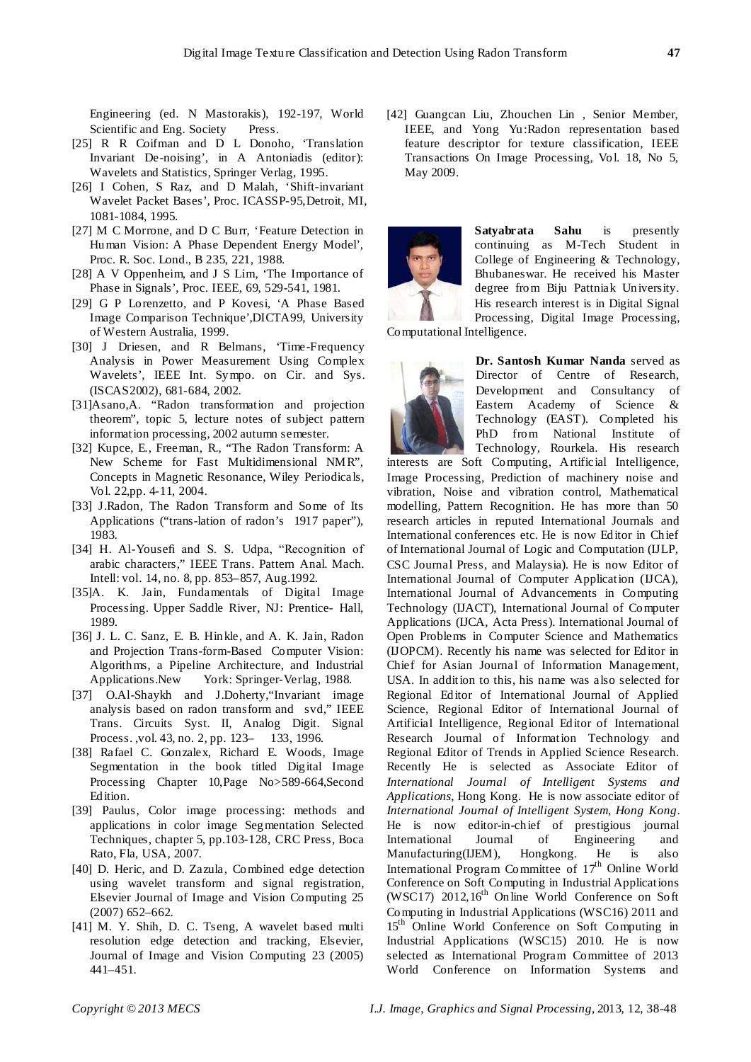Engineering (ed. N Mastorakis), 192-197, World Scientific and Eng. Society Press.

[25] R R Coifman and D L Donoho, 'Translation Invariant De-noising', in A Antoniadis (editor): Wavelets and Statistics, Springer Verlag, 1995.

[26] I Cohen, S Raz, and D Malah, 'Shift-invariant Wavelet Packet Bases', Proc. ICASSP-95,Detroit, MI, 1081-1084, 1995.

[27] M C Morrone, and D C Burr, 'Feature Detection in Human Vision: A Phase Dependent Energy Model', Proc. R. Soc. Lond., B 235, 221, 1988.

[28] A V Oppenheim, and J S Lim, 'The Importance of Phase in Signals', Proc. IEEE, 69, 529-541, 1981.

[29] G P Lorenzetto, and P Kovesi, 'A Phase Based Image Comparison Technique',DICTA99, University of Western Australia, 1999.

[30] J Driesen, and R Belmans, 'Time-Frequency Analysis in Power Measurement Using Complex Wavelets', IEEE Int. Sympo. on Cir. and Sys. (ISCAS2002), 681-684, 2002.

[31]Asano,A. "Radon transformation and projection theorem", topic 5, lecture notes of subject pattern information processing, 2002 autumn semester.

[32] Kupce, E., Freeman, R., "The Radon Transform: A New Scheme for Fast Multidimensional NMR", Concepts in Magnetic Resonance, Wiley Periodicals, Vol. 22,pp. 4-11, 2004.

[33] J.Radon, The Radon Transform and Some of Its Applications ("trans-lation of radon's 1917 paper"), 1983.

[34] H. Al-Yousefi and S. S. Udpa, "Recognition of arabic characters," IEEE Trans. Pattern Anal. Mach. Intell: vol. 14, no. 8, pp. 853–857, Aug.1992.

[35]A. K. Jain, Fundamentals of Digital Image Processing. Upper Saddle River, NJ: Prentice- Hall, 1989.

[36] J. L. C. Sanz, E. B. Hinkle, and A. K. Jain, Radon and Projection Trans-form-Based Computer Vision: Algorithms, a Pipeline Architecture, and Industrial Applications.New York: Springer-Verlag, 1988.

[37] O.Al-Shaykh and J.Doherty,"Invariant image analysis based on radon transform and svd," IEEE Trans. Circuits Syst. II, Analog Digit. Signal Process. ,vol. 43, no. 2, pp. 123– 133, 1996.

[38] Rafael C. Gonzalex, Richard E. Woods, Image Segmentation in the book titled Digital Image Processing Chapter 10,Page No>589-664,Second Edition.

[39] Paulus, Color image processing: methods and applications in color image Segmentation Selected Techniques, chapter 5, pp.103-128, CRC Press, Boca Rato, Fla, USA, 2007.

[40] D. Heric, and D. Zazula, Combined edge detection using wavelet transform and signal registration, Elsevier Journal of Image and Vision Computing 25 (2007) 652–662.

[41] M. Y. Shih, D. C. Tseng, A wavelet based multi resolution edge detection and tracking, Elsevier, Journal of Image and Vision Computing 23 (2005) 441–451.

[42] Guangcan Liu, Zhouchen Lin , Senior Member, IEEE, and Yong Yu:Radon representation based feature descriptor for texture classification, IEEE Transactions On Image Processing, Vol. 18, No 5, May 2009.

**Satyabrata Sahu** is presently continuing as M-Tech Student in College of Engineering & Technology, Bhubaneswar. He received his Master degree from Biju Pattniak University. His research interest is in Digital Signal Processing, Digital Image Processing, Computational Intelligence.

**Dr. Santosh Kumar Nanda** served as Director of Centre of Research, Development and Consultancy of Eastern Academy of Science & Technology (EAST). Completed his PhD from National Institute of Technology, Rourkela. His research interests are Soft Computing, Artificial Intelligence, Image Processing, Prediction of machinery noise and vibration, Noise and vibration control, Mathematical modelling, Pattern Recognition. He has more than 50 research articles in reputed International Journals and International conferences etc. He is now Editor in Chief of International Journal of Logic and Computation (IJLP, CSC Journal Press, and Malaysia). He is now Editor of International Journal of Computer Application (IJCA), International Journal of Advancements in Computing Technology (IJACT), International Journal of Computer Applications (IJCA, Acta Press). International Journal of Open Problems in Computer Science and Mathematics (IJOPCM). Recently his name was selected for Editor in Chief for Asian Journal of Information Management, USA. In addition to this, his name was also selected for Regional Editor of International Journal of Applied Science, Regional Editor of International Journal of Artificial Intelligence, Regional Editor of International Research Journal of Information Technology and Regional Editor of Trends in Applied Science Research. Recently He is selected as Associate Editor of *International Journal of Intelligent Systems and Applications*, Hong Kong. He is now associate editor of *International Journal of Intelligent System, Hong Kong*. He is now editor-in-chief of prestigious journal International Journal of Engineering and Manufacturing(IJEM), Hongkong. He is also International Program Committee of 17th Online World Conference on Soft Computing in Industrial Applications (WSC17) 2012,16th Online World Conference on Soft Computing in Industrial Applications (WSC16) 2011 and 15th Online World Conference on Soft Computing in Industrial Applications (WSC15) 2010. He is now selected as International Program Committee of 2013 World Conference on Information Systems and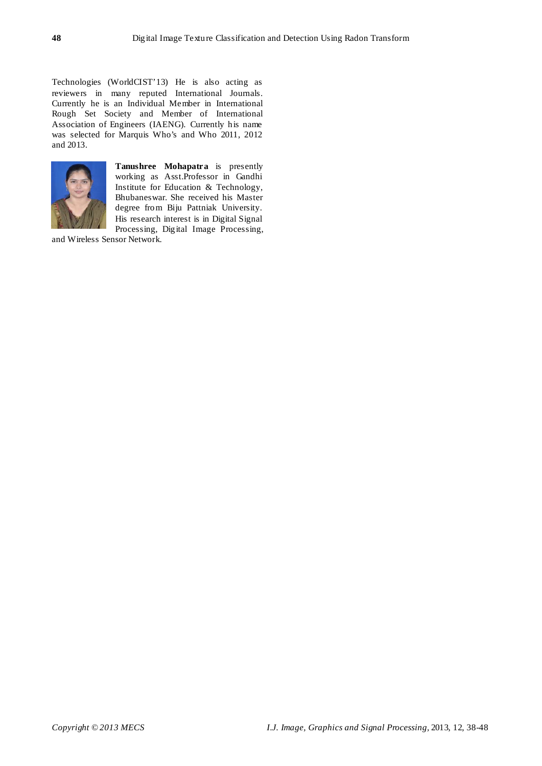Technologies (WorldCIST'13) He is also acting as reviewers in many reputed International Journals. Currently he is an Individual Member in International Rough Set Society and Member of International Association of Engineers (IAENG). Currently his name was selected for Marquis Who's and Who 2011, 2012 and 2013.

**Tanushree Mohapatra** is presently working as Asst.Professor in Gandhi Institute for Education & Technology, Bhubaneswar. She received his Master degree from Biju Pattniak University. His research interest is in Digital Signal Processing, Digital Image Processing, and Wireless Sensor Network.